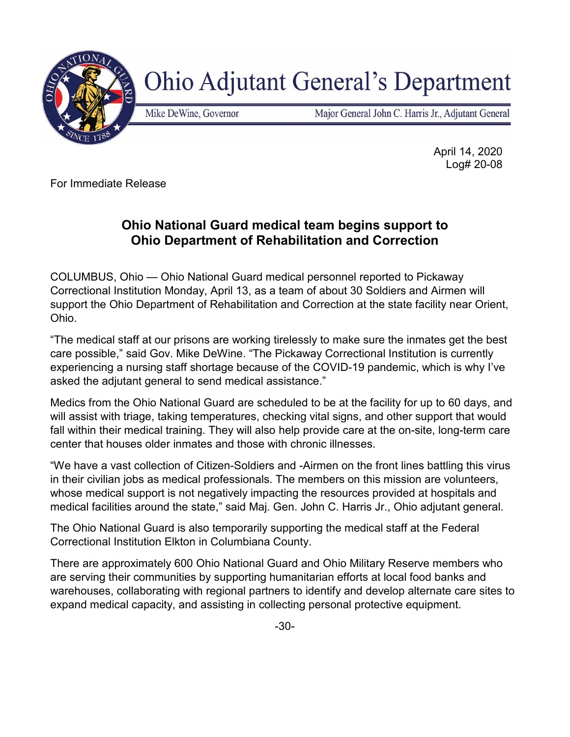# Ohio Adjutant General's Department

Mike DeWine, Governor | Major General John C. Harris Jr., Adjutant General

April 14, 2020
Log# 20-08

For Immediate Release

## Ohio National Guard medical team begins support to Ohio Department of Rehabilitation and Correction

COLUMBUS, Ohio — Ohio National Guard medical personnel reported to Pickaway Correctional Institution Monday, April 13, as a team of about 30 Soldiers and Airmen will support the Ohio Department of Rehabilitation and Correction at the state facility near Orient, Ohio.

"The medical staff at our prisons are working tirelessly to make sure the inmates get the best care possible," said Gov. Mike DeWine. "The Pickaway Correctional Institution is currently experiencing a nursing staff shortage because of the COVID-19 pandemic, which is why I've asked the adjutant general to send medical assistance."

Medics from the Ohio National Guard are scheduled to be at the facility for up to 60 days, and will assist with triage, taking temperatures, checking vital signs, and other support that would fall within their medical training. They will also help provide care at the on-site, long-term care center that houses older inmates and those with chronic illnesses.

"We have a vast collection of Citizen-Soldiers and -Airmen on the front lines battling this virus in their civilian jobs as medical professionals. The members on this mission are volunteers, whose medical support is not negatively impacting the resources provided at hospitals and medical facilities around the state," said Maj. Gen. John C. Harris Jr., Ohio adjutant general.

The Ohio National Guard is also temporarily supporting the medical staff at the Federal Correctional Institution Elkton in Columbiana County.

There are approximately 600 Ohio National Guard and Ohio Military Reserve members who are serving their communities by supporting humanitarian efforts at local food banks and warehouses, collaborating with regional partners to identify and develop alternate care sites to expand medical capacity, and assisting in collecting personal protective equipment.

-30-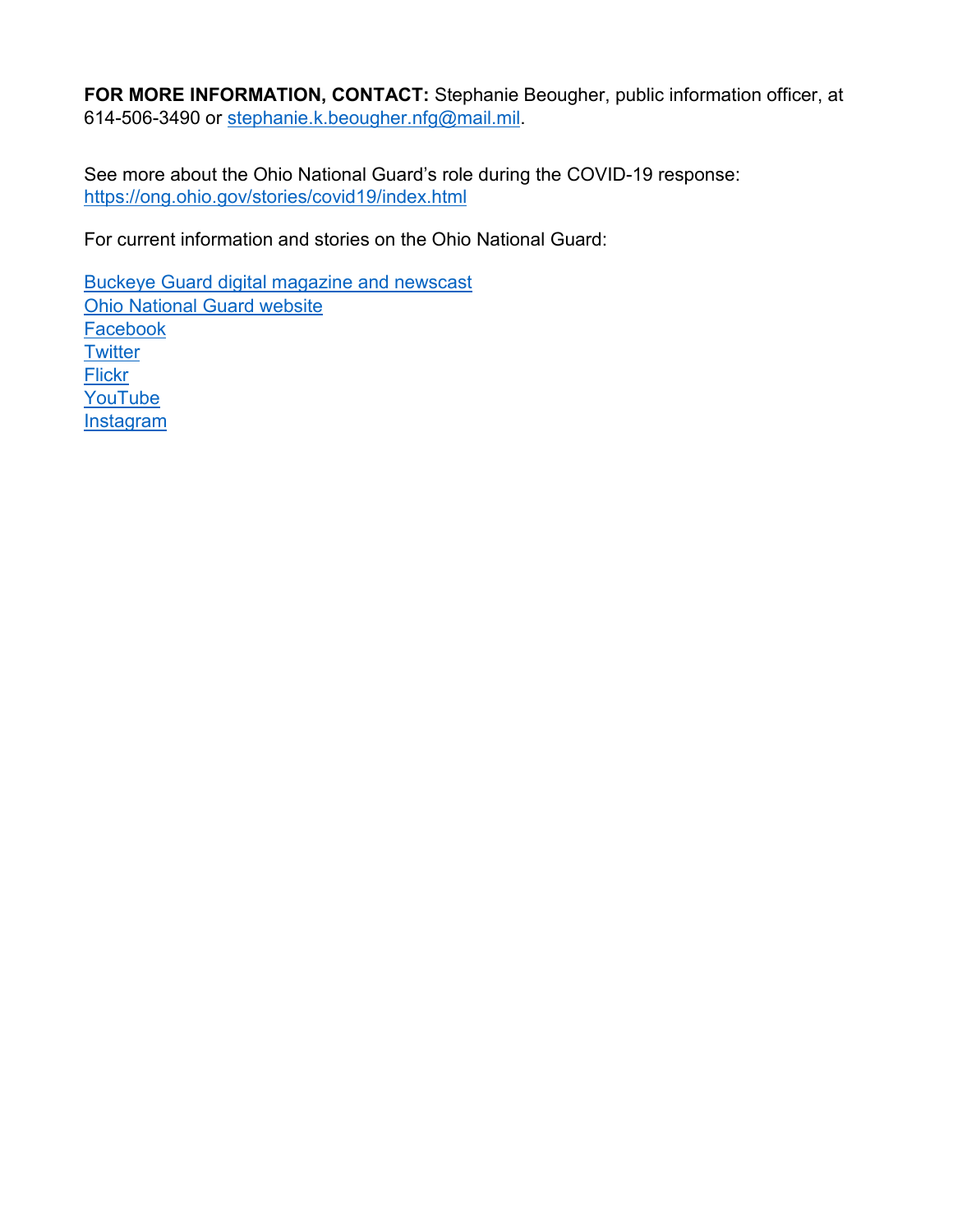**FOR MORE INFORMATION, CONTACT:** Stephanie Beougher, public information officer, at 614-506-3490 or stephanie.k.beougher.nfg@mail.mil.

See more about the Ohio National Guard's role during the COVID-19 response: https://ong.ohio.gov/stories/covid19/index.html

For current information and stories on the Ohio National Guard:

Buckeye Guard digital magazine and newscast
Ohio National Guard website
Facebook
Twitter
Flickr
YouTube
Instagram